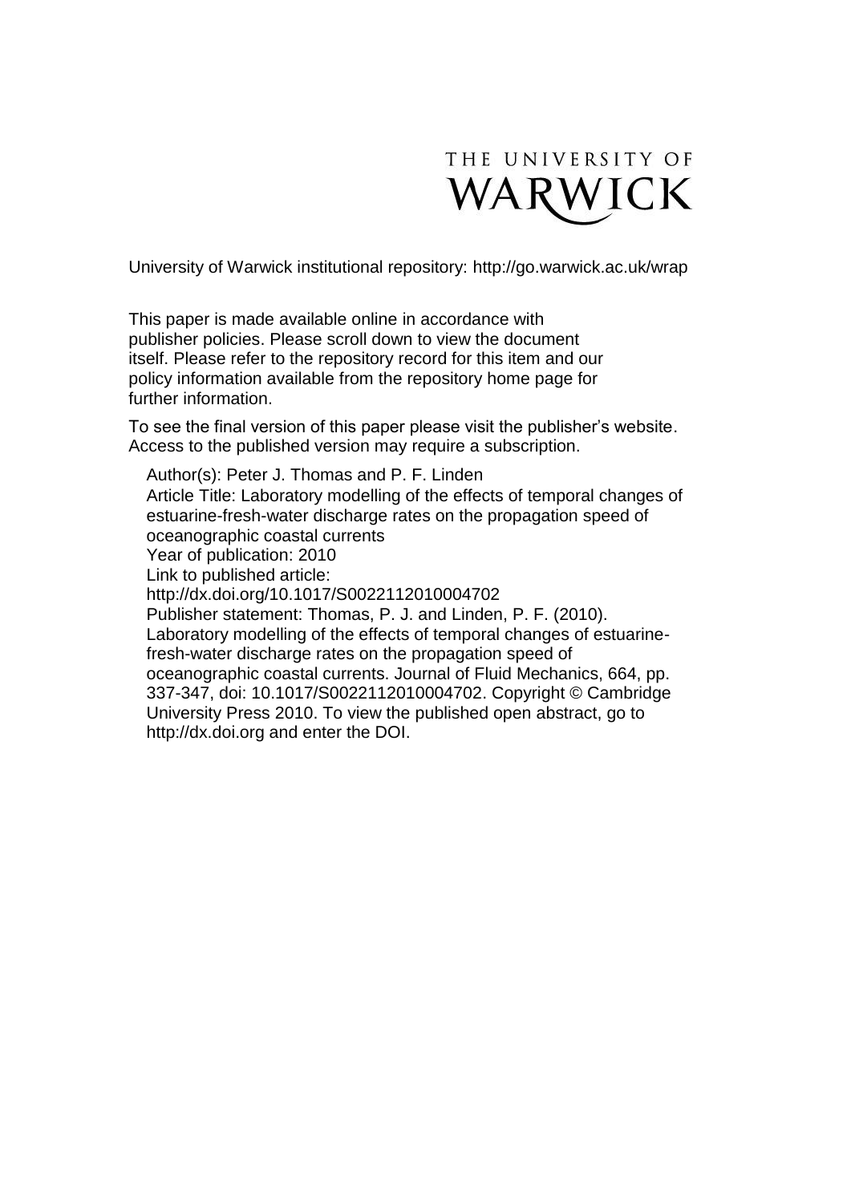THE UNIVERSITY OF WARWICK

University of Warwick institutional repository: http://go.warwick.ac.uk/wrap

This paper is made available online in accordance with publisher policies. Please scroll down to view the document itself. Please refer to the repository record for this item and our policy information available from the repository home page for further information.

To see the final version of this paper please visit the publisher's website. Access to the published version may require a subscription.

Author(s): Peter J. Thomas and P. F. Linden
Article Title: Laboratory modelling of the effects of temporal changes of estuarine-fresh-water discharge rates on the propagation speed of oceanographic coastal currents
Year of publication: 2010
Link to published article:
http://dx.doi.org/10.1017/S0022112010004702
Publisher statement: Thomas, P. J. and Linden, P. F. (2010). Laboratory modelling of the effects of temporal changes of estuarine-fresh-water discharge rates on the propagation speed of oceanographic coastal currents. Journal of Fluid Mechanics, 664, pp. 337-347, doi: 10.1017/S0022112010004702. Copyright © Cambridge University Press 2010. To view the published open abstract, go to http://dx.doi.org and enter the DOI.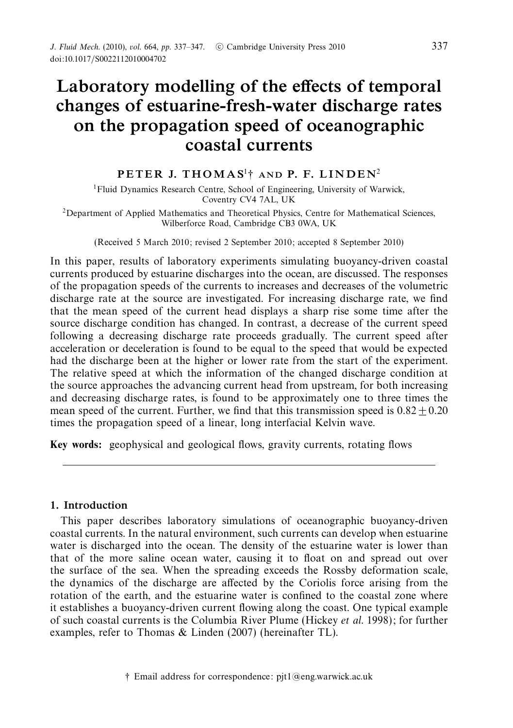# Laboratory modelling of the effects of temporal changes of estuarine-fresh-water discharge rates on the propagation speed of oceanographic coastal currents

**PETER J. THOMAS[1]† AND P. F. LINDEN[2]**

[1]Fluid Dynamics Research Centre, School of Engineering, University of Warwick, Coventry CV4 7AL, UK

[2]Department of Applied Mathematics and Theoretical Physics, Centre for Mathematical Sciences, Wilberforce Road, Cambridge CB3 0WA, UK

(Received 5 March 2010; revised 2 September 2010; accepted 8 September 2010)

In this paper, results of laboratory experiments simulating buoyancy-driven coastal currents produced by estuarine discharges into the ocean, are discussed. The responses of the propagation speeds of the currents to increases and decreases of the volumetric discharge rate at the source are investigated. For increasing discharge rate, we find that the mean speed of the current head displays a sharp rise some time after the source discharge condition has changed. In contrast, a decrease of the current speed following a decreasing discharge rate proceeds gradually. The current speed after acceleration or deceleration is found to be equal to the speed that would be expected had the discharge been at the higher or lower rate from the start of the experiment. The relative speed at which the information of the changed discharge condition at the source approaches the advancing current head from upstream, for both increasing and decreasing discharge rates, is found to be approximately one to three times the mean speed of the current. Further, we find that this transmission speed is $0.82 \pm 0.20$ times the propagation speed of a linear, long interfacial Kelvin wave.

**Key words:** geophysical and geological flows, gravity currents, rotating flows

## 1. Introduction

This paper describes laboratory simulations of oceanographic buoyancy-driven coastal currents. In the natural environment, such currents can develop when estuarine water is discharged into the ocean. The density of the estuarine water is lower than that of the more saline ocean water, causing it to float on and spread out over the surface of the sea. When the spreading exceeds the Rossby deformation scale, the dynamics of the discharge are affected by the Coriolis force arising from the rotation of the earth, and the estuarine water is confined to the coastal zone where it establishes a buoyancy-driven current flowing along the coast. One typical example of such coastal currents is the Columbia River Plume (Hickey *et al.* 1998); for further examples, refer to Thomas & Linden (2007) (hereinafter TL).

† Email address for correspondence: pjt1@eng.warwick.ac.uk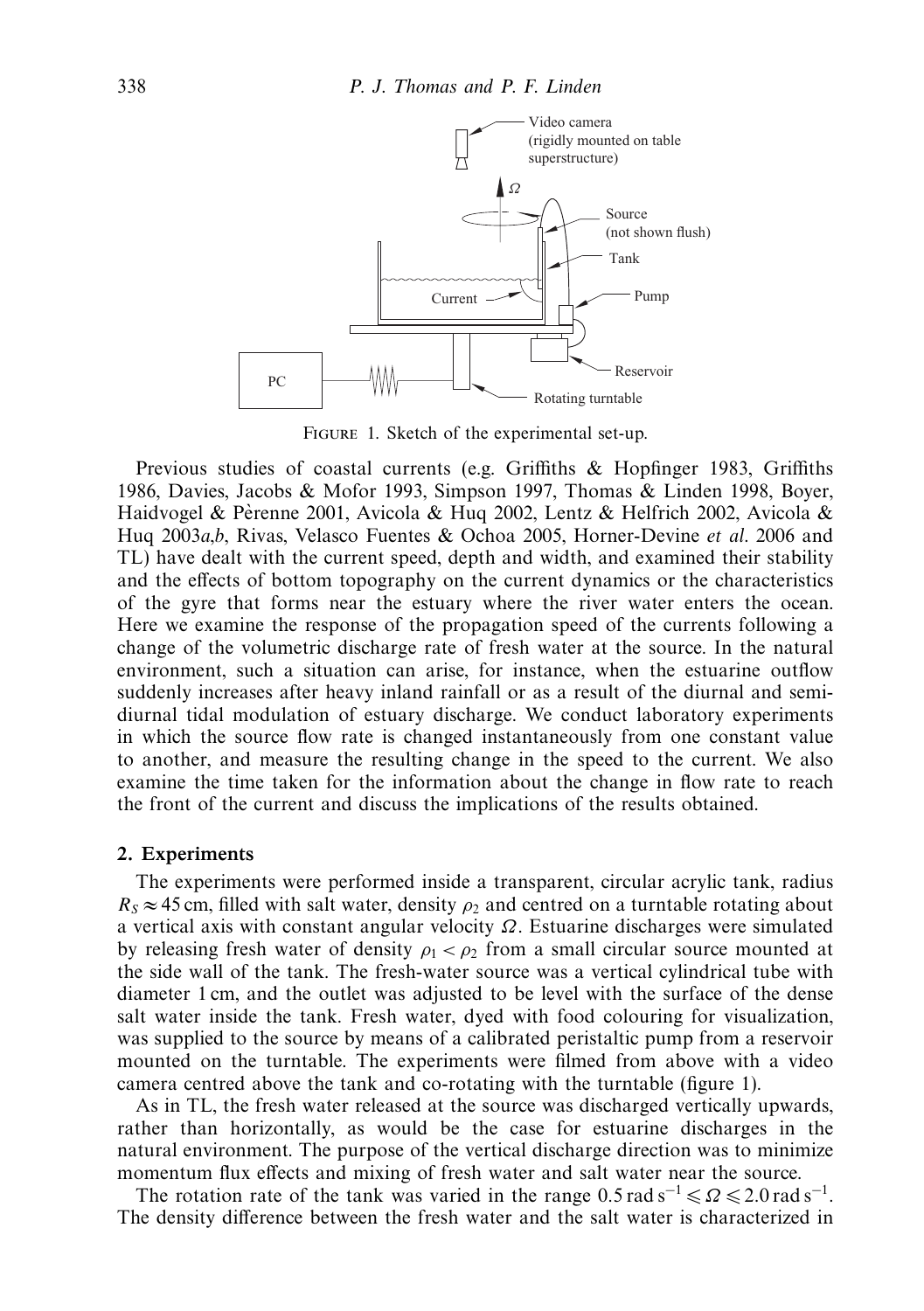Figure 1. Sketch of the experimental set-up.

Previous studies of coastal currents (e.g. Griffiths & Hopfinger 1983, Griffiths 1986, Davies, Jacobs & Mofor 1993, Simpson 1997, Thomas & Linden 1998, Boyer, Haidvogel & Pèrenne 2001, Avicola & Huq 2002, Lentz & Helfrich 2002, Avicola & Huq 2003*a*,*b*, Rivas, Velasco Fuentes & Ochoa 2005, Horner-Devine *et al.* 2006 and TL) have dealt with the current speed, depth and width, and examined their stability and the effects of bottom topography on the current dynamics or the characteristics of the gyre that forms near the estuary where the river water enters the ocean. Here we examine the response of the propagation speed of the currents following a change of the volumetric discharge rate of fresh water at the source. In the natural environment, such a situation can arise, for instance, when the estuarine outflow suddenly increases after heavy inland rainfall or as a result of the diurnal and semi-diurnal tidal modulation of estuary discharge. We conduct laboratory experiments in which the source flow rate is changed instantaneously from one constant value to another, and measure the resulting change in the speed to the current. We also examine the time taken for the information about the change in flow rate to reach the front of the current and discuss the implications of the results obtained.

## 2. Experiments

The experiments were performed inside a transparent, circular acrylic tank, radius $R_S \approx 45$ cm, filled with salt water, density $\rho_2$ and centred on a turntable rotating about a vertical axis with constant angular velocity $\Omega$. Estuarine discharges were simulated by releasing fresh water of density $\rho_1 < \rho_2$ from a small circular source mounted at the side wall of the tank. The fresh-water source was a vertical cylindrical tube with diameter 1 cm, and the outlet was adjusted to be level with the surface of the dense salt water inside the tank. Fresh water, dyed with food colouring for visualization, was supplied to the source by means of a calibrated peristaltic pump from a reservoir mounted on the turntable. The experiments were filmed from above with a video camera centred above the tank and co-rotating with the turntable (figure 1).

As in TL, the fresh water released at the source was discharged vertically upwards, rather than horizontally, as would be the case for estuarine discharges in the natural environment. The purpose of the vertical discharge direction was to minimize momentum flux effects and mixing of fresh water and salt water near the source.

The rotation rate of the tank was varied in the range $0.5\,\mathrm{rad\,s^{-1}} \leqslant \Omega \leqslant 2.0\,\mathrm{rad\,s^{-1}}$. The density difference between the fresh water and the salt water is characterized in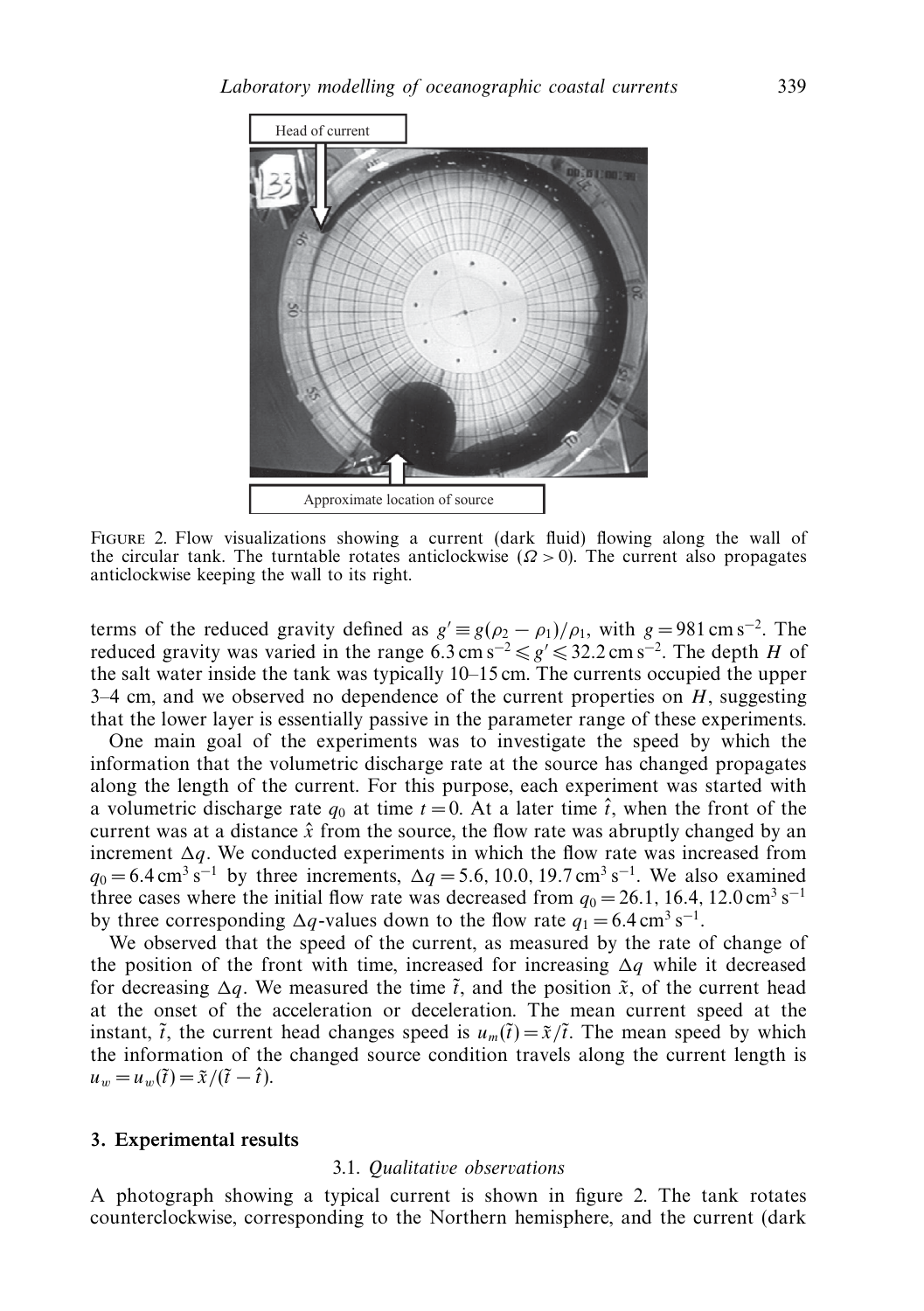FIGURE 2. Flow visualizations showing a current (dark fluid) flowing along the wall of the circular tank. The turntable rotates anticlockwise ($\Omega > 0$). The current also propagates anticlockwise keeping the wall to its right.

terms of the reduced gravity defined as $g' \equiv g(\rho_2 - \rho_1)/\rho_1$, with $g = 981\,\mathrm{cm\,s^{-2}}$. The reduced gravity was varied in the range $6.3\,\mathrm{cm\,s^{-2}} \leqslant g' \leqslant 32.2\,\mathrm{cm\,s^{-2}}$. The depth $H$ of the salt water inside the tank was typically 10–15 cm. The currents occupied the upper 3–4 cm, and we observed no dependence of the current properties on $H$, suggesting that the lower layer is essentially passive in the parameter range of these experiments.

One main goal of the experiments was to investigate the speed by which the information that the volumetric discharge rate at the source has changed propagates along the length of the current. For this purpose, each experiment was started with a volumetric discharge rate $q_0$ at time $t = 0$. At a later time $\hat{t}$, when the front of the current was at a distance $\hat{x}$ from the source, the flow rate was abruptly changed by an increment $\Delta q$. We conducted experiments in which the flow rate was increased from $q_0 = 6.4\,\mathrm{cm^3\,s^{-1}}$ by three increments, $\Delta q = 5.6, 10.0, 19.7\,\mathrm{cm^3\,s^{-1}}$. We also examined three cases where the initial flow rate was decreased from $q_0 = 26.1, 16.4, 12.0\,\mathrm{cm^3\,s^{-1}}$ by three corresponding $\Delta q$-values down to the flow rate $q_1 = 6.4\,\mathrm{cm^3\,s^{-1}}$.

We observed that the speed of the current, as measured by the rate of change of the position of the front with time, increased for increasing $\Delta q$ while it decreased for decreasing $\Delta q$. We measured the time $\tilde{t}$, and the position $\tilde{x}$, of the current head at the onset of the acceleration or deceleration. The mean current speed at the instant, $\tilde{t}$, the current head changes speed is $u_m(\tilde{t}) = \tilde{x}/\tilde{t}$. The mean speed by which the information of the changed source condition travels along the current length is $u_w = u_w(\tilde{t}) = \tilde{x}/(\tilde{t} - \hat{t})$.

## 3. Experimental results

### 3.1. *Qualitative observations*

A photograph showing a typical current is shown in figure 2. The tank rotates counterclockwise, corresponding to the Northern hemisphere, and the current (dark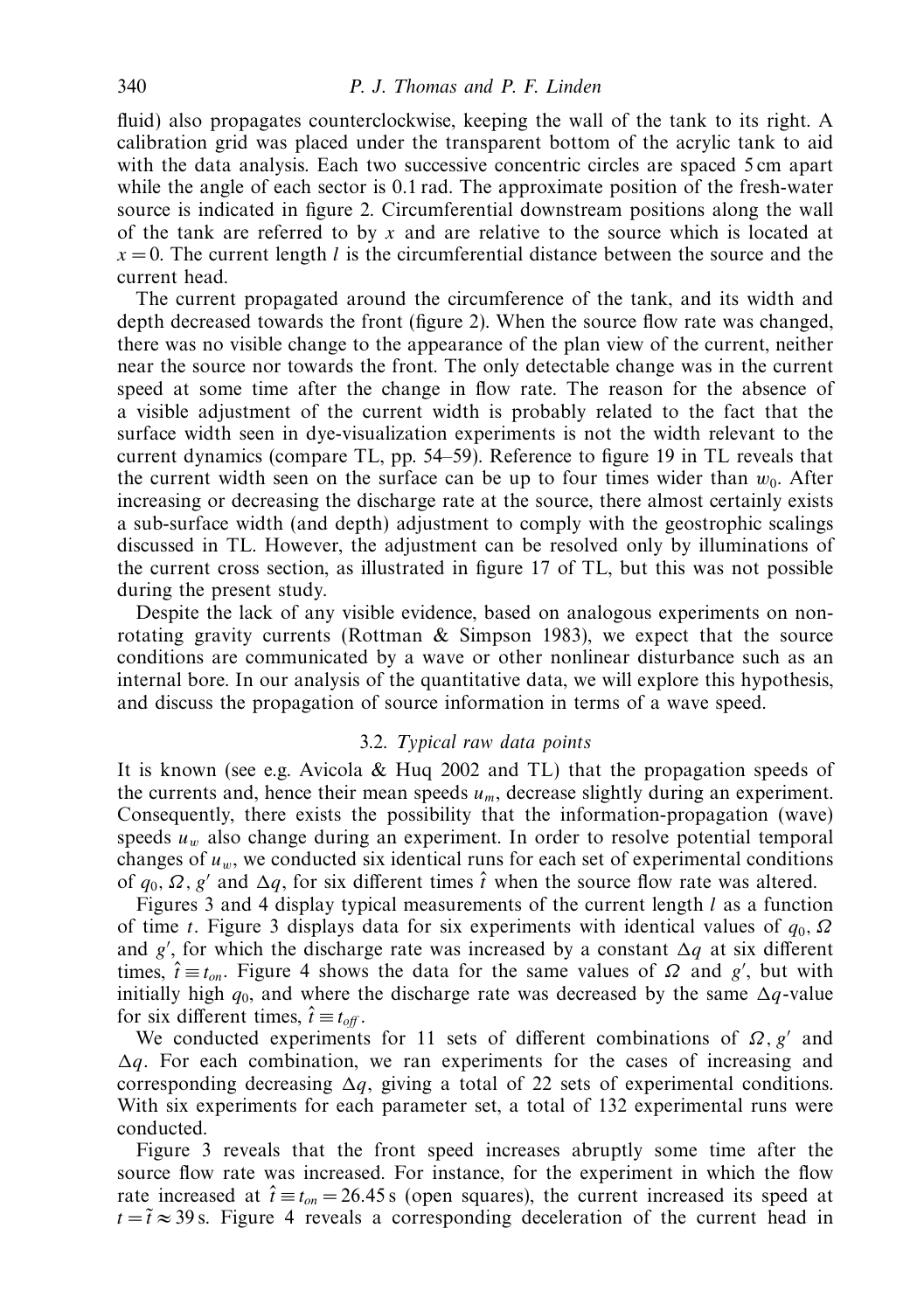fluid) also propagates counterclockwise, keeping the wall of the tank to its right. A calibration grid was placed under the transparent bottom of the acrylic tank to aid with the data analysis. Each two successive concentric circles are spaced 5 cm apart while the angle of each sector is 0.1 rad. The approximate position of the fresh-water source is indicated in figure 2. Circumferential downstream positions along the wall of the tank are referred to by $x$ and are relative to the source which is located at $x = 0$. The current length $l$ is the circumferential distance between the source and the current head.

The current propagated around the circumference of the tank, and its width and depth decreased towards the front (figure 2). When the source flow rate was changed, there was no visible change to the appearance of the plan view of the current, neither near the source nor towards the front. The only detectable change was in the current speed at some time after the change in flow rate. The reason for the absence of a visible adjustment of the current width is probably related to the fact that the surface width seen in dye-visualization experiments is not the width relevant to the current dynamics (compare TL, pp. 54–59). Reference to figure 19 in TL reveals that the current width seen on the surface can be up to four times wider than $w_0$. After increasing or decreasing the discharge rate at the source, there almost certainly exists a sub-surface width (and depth) adjustment to comply with the geostrophic scalings discussed in TL. However, the adjustment can be resolved only by illuminations of the current cross section, as illustrated in figure 17 of TL, but this was not possible during the present study.

Despite the lack of any visible evidence, based on analogous experiments on non-rotating gravity currents (Rottman & Simpson 1983), we expect that the source conditions are communicated by a wave or other nonlinear disturbance such as an internal bore. In our analysis of the quantitative data, we will explore this hypothesis, and discuss the propagation of source information in terms of a wave speed.

### 3.2. *Typical raw data points*

It is known (see e.g. Avicola & Huq 2002 and TL) that the propagation speeds of the currents and, hence their mean speeds $u_m$, decrease slightly during an experiment. Consequently, there exists the possibility that the information-propagation (wave) speeds $u_w$ also change during an experiment. In order to resolve potential temporal changes of $u_w$, we conducted six identical runs for each set of experimental conditions of $q_0$, $\Omega$, $g'$ and $\Delta q$, for six different times $\hat{t}$ when the source flow rate was altered.

Figures 3 and 4 display typical measurements of the current length $l$ as a function of time $t$. Figure 3 displays data for six experiments with identical values of $q_0$, $\Omega$ and $g'$, for which the discharge rate was increased by a constant $\Delta q$ at six different times, $\hat{t} \equiv t_{on}$. Figure 4 shows the data for the same values of $\Omega$ and $g'$, but with initially high $q_0$, and where the discharge rate was decreased by the same $\Delta q$-value for six different times, $\hat{t} \equiv t_{off}$.

We conducted experiments for 11 sets of different combinations of $\Omega$, $g'$ and $\Delta q$. For each combination, we ran experiments for the cases of increasing and corresponding decreasing $\Delta q$, giving a total of 22 sets of experimental conditions. With six experiments for each parameter set, a total of 132 experimental runs were conducted.

Figure 3 reveals that the front speed increases abruptly some time after the source flow rate was increased. For instance, for the experiment in which the flow rate increased at $\hat{t} \equiv t_{on} = 26.45$ s (open squares), the current increased its speed at $t = \tilde{t} \approx 39$ s. Figure 4 reveals a corresponding deceleration of the current head in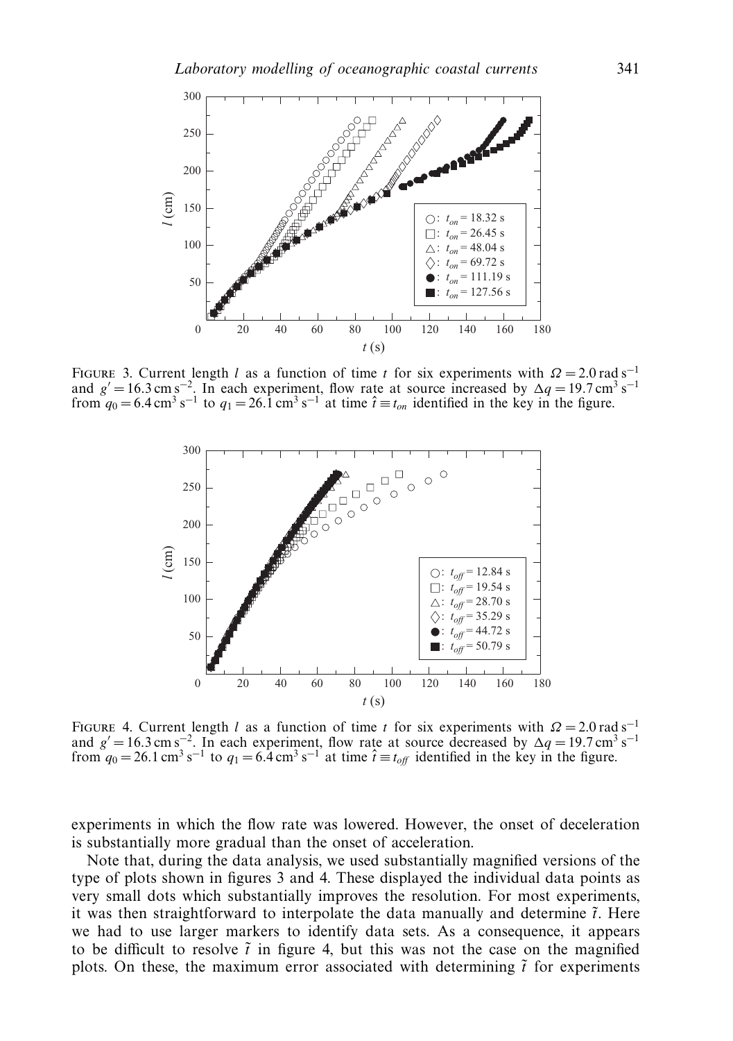FIGURE 3. Current length $l$ as a function of time $t$ for six experiments with $\Omega = 2.0\,\mathrm{rad\,s^{-1}}$ and $g' = 16.3\,\mathrm{cm\,s^{-2}}$. In each experiment, flow rate at source increased by $\Delta q = 19.7\,\mathrm{cm^3\,s^{-1}}$ from $q_0 = 6.4\,\mathrm{cm^3\,s^{-1}}$ to $q_1 = 26.1\,\mathrm{cm^3\,s^{-1}}$ at time $\hat{t} \equiv t_{on}$ identified in the key in the figure.

FIGURE 4. Current length $l$ as a function of time $t$ for six experiments with $\Omega = 2.0\,\mathrm{rad\,s^{-1}}$ and $g' = 16.3\,\mathrm{cm\,s^{-2}}$. In each experiment, flow rate at source decreased by $\Delta q = 19.7\,\mathrm{cm^3\,s^{-1}}$ from $q_0 = 26.1\,\mathrm{cm^3\,s^{-1}}$ to $q_1 = 6.4\,\mathrm{cm^3\,s^{-1}}$ at time $\hat{t} \equiv t_{off}$ identified in the key in the figure.

experiments in which the flow rate was lowered. However, the onset of deceleration is substantially more gradual than the onset of acceleration.

Note that, during the data analysis, we used substantially magnified versions of the type of plots shown in figures 3 and 4. These displayed the individual data points as very small dots which substantially improves the resolution. For most experiments, it was then straightforward to interpolate the data manually and determine $\tilde{t}$. Here we had to use larger markers to identify data sets. As a consequence, it appears to be difficult to resolve $\tilde{t}$ in figure 4, but this was not the case on the magnified plots. On these, the maximum error associated with determining $\tilde{t}$ for experiments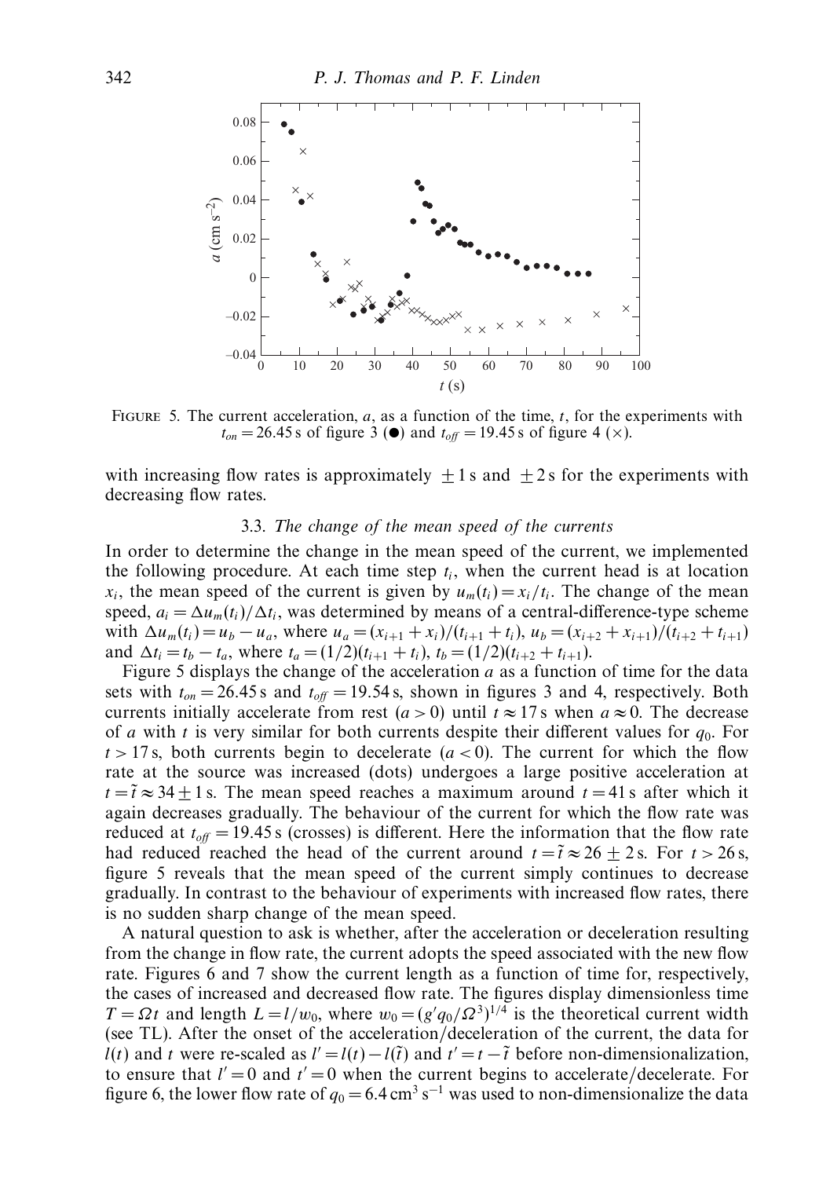FIGURE 5. The current acceleration, $a$, as a function of the time, $t$, for the experiments with $t_{on} = 26.45$ s of figure 3 (●) and $t_{off} = 19.45$ s of figure 4 (×).

with increasing flow rates is approximately $\pm 1$ s and $\pm 2$ s for the experiments with decreasing flow rates.

### 3.3. *The change of the mean speed of the currents*

In order to determine the change in the mean speed of the current, we implemented the following procedure. At each time step $t_i$, when the current head is at location $x_i$, the mean speed of the current is given by $u_m(t_i) = x_i/t_i$. The change of the mean speed, $a_i = \Delta u_m(t_i)/\Delta t_i$, was determined by means of a central-difference-type scheme with $\Delta u_m(t_i) = u_b - u_a$, where $u_a = (x_{i+1} + x_i)/(t_{i+1} + t_i)$, $u_b = (x_{i+2} + x_{i+1})/(t_{i+2} + t_{i+1})$ and $\Delta t_i = t_b - t_a$, where $t_a = (1/2)(t_{i+1} + t_i)$, $t_b = (1/2)(t_{i+2} + t_{i+1})$.

Figure 5 displays the change of the acceleration $a$ as a function of time for the data sets with $t_{on} = 26.45$ s and $t_{off} = 19.54$ s, shown in figures 3 and 4, respectively. Both currents initially accelerate from rest ($a > 0$) until $t \approx 17$ s when $a \approx 0$. The decrease of $a$ with $t$ is very similar for both currents despite their different values for $q_0$. For $t > 17$ s, both currents begin to decelerate ($a < 0$). The current for which the flow rate at the source was increased (dots) undergoes a large positive acceleration at $t = \tilde{t} \approx 34 \pm 1$ s. The mean speed reaches a maximum around $t = 41$ s after which it again decreases gradually. The behaviour of the current for which the flow rate was reduced at $t_{off} = 19.45$ s (crosses) is different. Here the information that the flow rate had reduced reached the head of the current around $t = \tilde{t} \approx 26 \pm 2$ s. For $t > 26$ s, figure 5 reveals that the mean speed of the current simply continues to decrease gradually. In contrast to the behaviour of experiments with increased flow rates, there is no sudden sharp change of the mean speed.

A natural question to ask is whether, after the acceleration or deceleration resulting from the change in flow rate, the current adopts the speed associated with the new flow rate. Figures 6 and 7 show the current length as a function of time for, respectively, the cases of increased and decreased flow rate. The figures display dimensionless time $T = \Omega t$ and length $L = l/w_0$, where $w_0 = (g' q_0/\Omega^3)^{1/4}$ is the theoretical current width (see TL). After the onset of the acceleration/deceleration of the current, the data for $l(t)$ and $t$ were re-scaled as $l' = l(t) - l(\tilde{t})$ and $t' = t - \tilde{t}$ before non-dimensionalization, to ensure that $l' = 0$ and $t' = 0$ when the current begins to accelerate/decelerate. For figure 6, the lower flow rate of $q_0 = 6.4\,\text{cm}^3\,\text{s}^{-1}$ was used to non-dimensionalize the data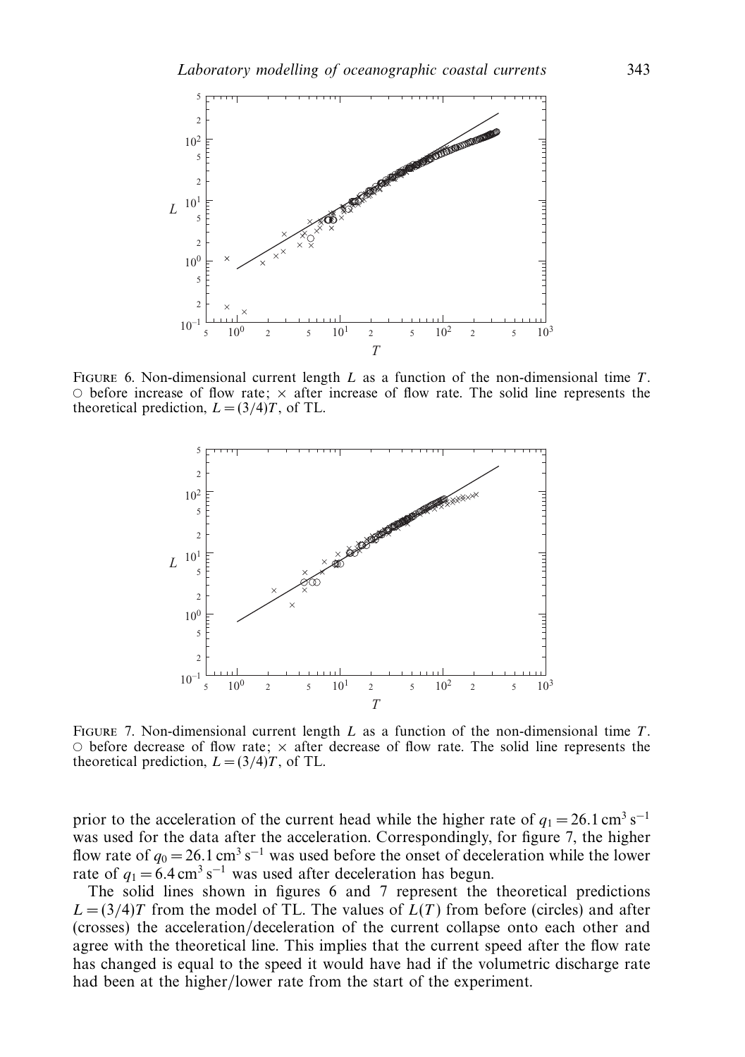FIGURE 6. Non-dimensional current length $L$ as a function of the non-dimensional time $T$. ○ before increase of flow rate; × after increase of flow rate. The solid line represents the theoretical prediction, $L = (3/4)T$, of TL.

FIGURE 7. Non-dimensional current length $L$ as a function of the non-dimensional time $T$. ○ before decrease of flow rate; × after decrease of flow rate. The solid line represents the theoretical prediction, $L = (3/4)T$, of TL.

prior to the acceleration of the current head while the higher rate of $q_1 = 26.1\,\text{cm}^3\,\text{s}^{-1}$ was used for the data after the acceleration. Correspondingly, for figure 7, the higher flow rate of $q_0 = 26.1\,\text{cm}^3\,\text{s}^{-1}$ was used before the onset of deceleration while the lower rate of $q_1 = 6.4\,\text{cm}^3\,\text{s}^{-1}$ was used after deceleration has begun.

The solid lines shown in figures 6 and 7 represent the theoretical predictions $L = (3/4)T$ from the model of TL. The values of $L(T)$ from before (circles) and after (crosses) the acceleration/deceleration of the current collapse onto each other and agree with the theoretical line. This implies that the current speed after the flow rate has changed is equal to the speed it would have had if the volumetric discharge rate had been at the higher/lower rate from the start of the experiment.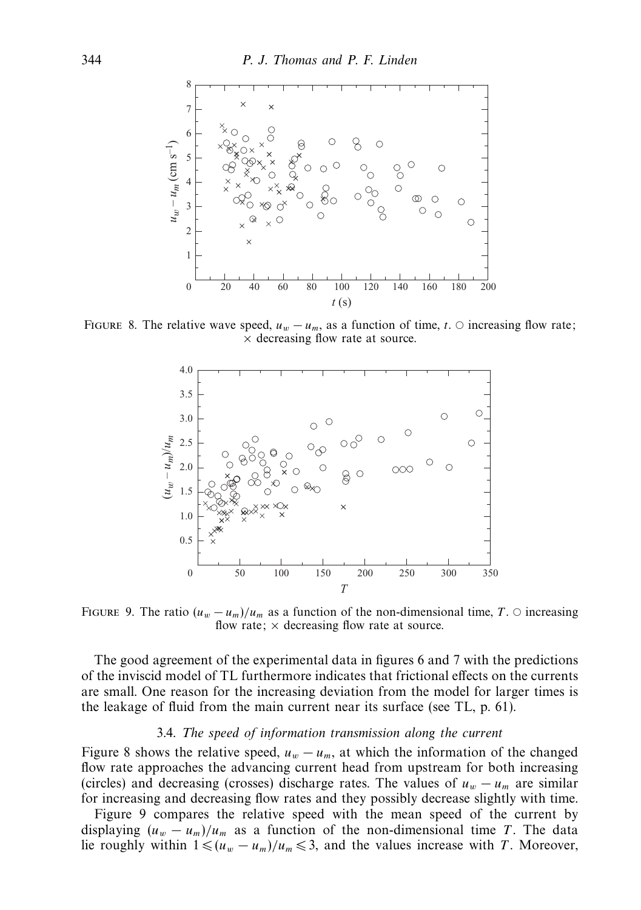FIGURE 8. The relative wave speed, $u_w - u_m$, as a function of time, $t$. ○ increasing flow rate; × decreasing flow rate at source.

FIGURE 9. The ratio $(u_w - u_m)/u_m$ as a function of the non-dimensional time, $T$. ○ increasing flow rate; × decreasing flow rate at source.

The good agreement of the experimental data in figures 6 and 7 with the predictions of the inviscid model of TL furthermore indicates that frictional effects on the currents are small. One reason for the increasing deviation from the model for larger times is the leakage of fluid from the main current near its surface (see TL, p. 61).

### 3.4. *The speed of information transmission along the current*

Figure 8 shows the relative speed, $u_w - u_m$, at which the information of the changed flow rate approaches the advancing current head from upstream for both increasing (circles) and decreasing (crosses) discharge rates. The values of $u_w - u_m$ are similar for increasing and decreasing flow rates and they possibly decrease slightly with time.

Figure 9 compares the relative speed with the mean speed of the current by displaying $(u_w - u_m)/u_m$ as a function of the non-dimensional time $T$. The data lie roughly within $1 \leqslant (u_w - u_m)/u_m \leqslant 3$, and the values increase with $T$. Moreover,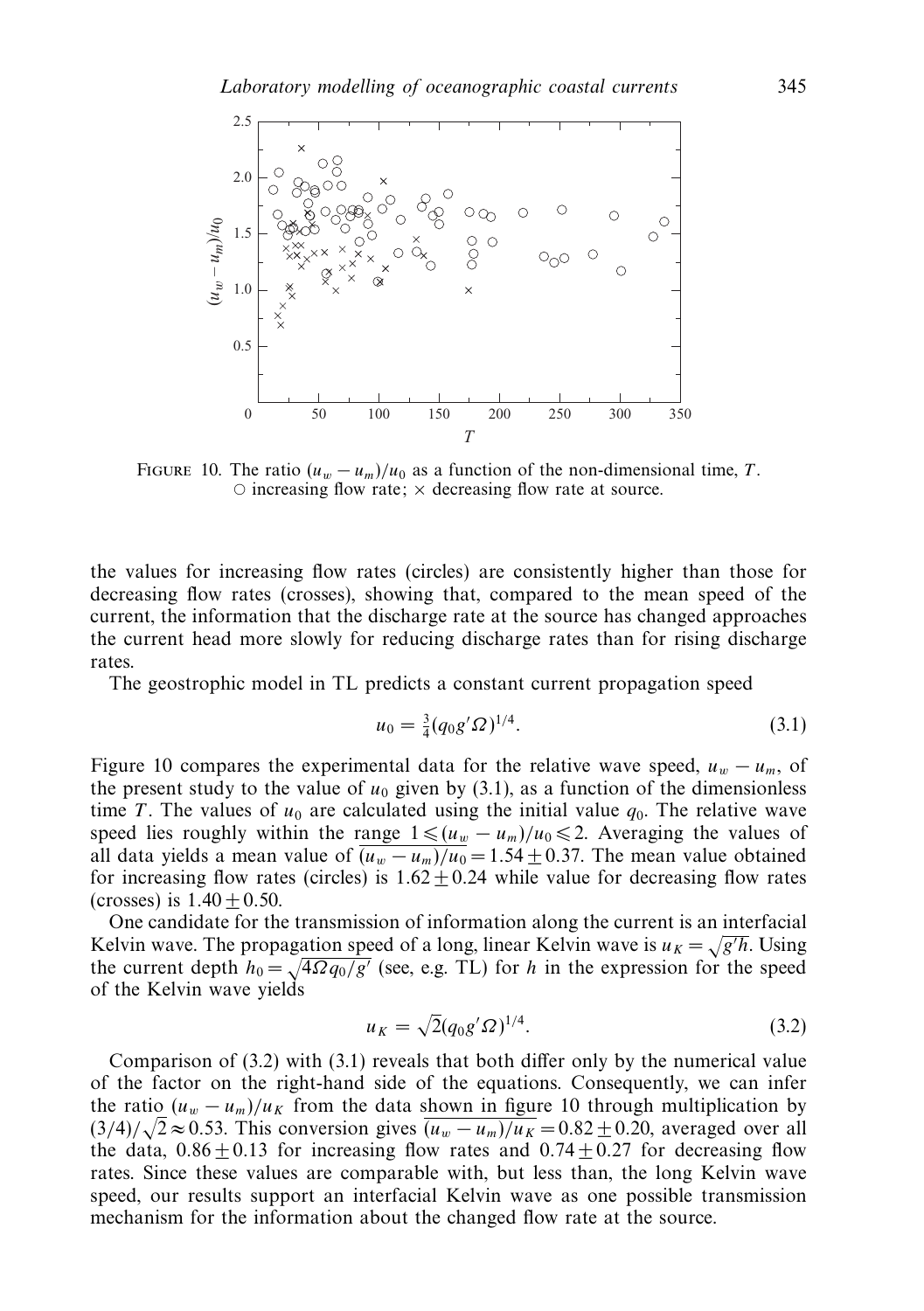FIGURE 10. The ratio $(u_w - u_m)/u_0$ as a function of the non-dimensional time, $T$. ○ increasing flow rate; × decreasing flow rate at source.

the values for increasing flow rates (circles) are consistently higher than those for decreasing flow rates (crosses), showing that, compared to the mean speed of the current, the information that the discharge rate at the source has changed approaches the current head more slowly for reducing discharge rates than for rising discharge rates.

The geostrophic model in TL predicts a constant current propagation speed

$$u_0 = \tfrac{3}{4}(q_0 g' \Omega)^{1/4}. \tag{3.1}$$

Figure 10 compares the experimental data for the relative wave speed, $u_w - u_m$, of the present study to the value of $u_0$ given by (3.1), as a function of the dimensionless time $T$. The values of $u_0$ are calculated using the initial value $q_0$. The relative wave speed lies roughly within the range $1 \leqslant (u_w - u_m)/u_0 \leqslant 2$. Averaging the values of all data yields a mean value of $\overline{(u_w - u_m)/u_0} = 1.54 \pm 0.37$. The mean value obtained for increasing flow rates (circles) is $1.62 \pm 0.24$ while value for decreasing flow rates (crosses) is $1.40 \pm 0.50$.

One candidate for the transmission of information along the current is an interfacial Kelvin wave. The propagation speed of a long, linear Kelvin wave is $u_K = \sqrt{g'h}$. Using the current depth $h_0 = \sqrt{4\Omega q_0 / g'}$ (see, e.g. TL) for $h$ in the expression for the speed of the Kelvin wave yields

$$u_K = \sqrt{2}(q_0 g' \Omega)^{1/4}. \tag{3.2}$$

Comparison of (3.2) with (3.1) reveals that both differ only by the numerical value of the factor on the right-hand side of the equations. Consequently, we can infer the ratio $(u_w - u_m)/u_K$ from the data shown in figure 10 through multiplication by $(3/4)/\sqrt{2} \approx 0.53$. This conversion gives $\overline{(u_w - u_m)/u_K} = 0.82 \pm 0.20$, averaged over all the data, $0.86 \pm 0.13$ for increasing flow rates and $0.74 \pm 0.27$ for decreasing flow rates. Since these values are comparable with, but less than, the long Kelvin wave speed, our results support an interfacial Kelvin wave as one possible transmission mechanism for the information about the changed flow rate at the source.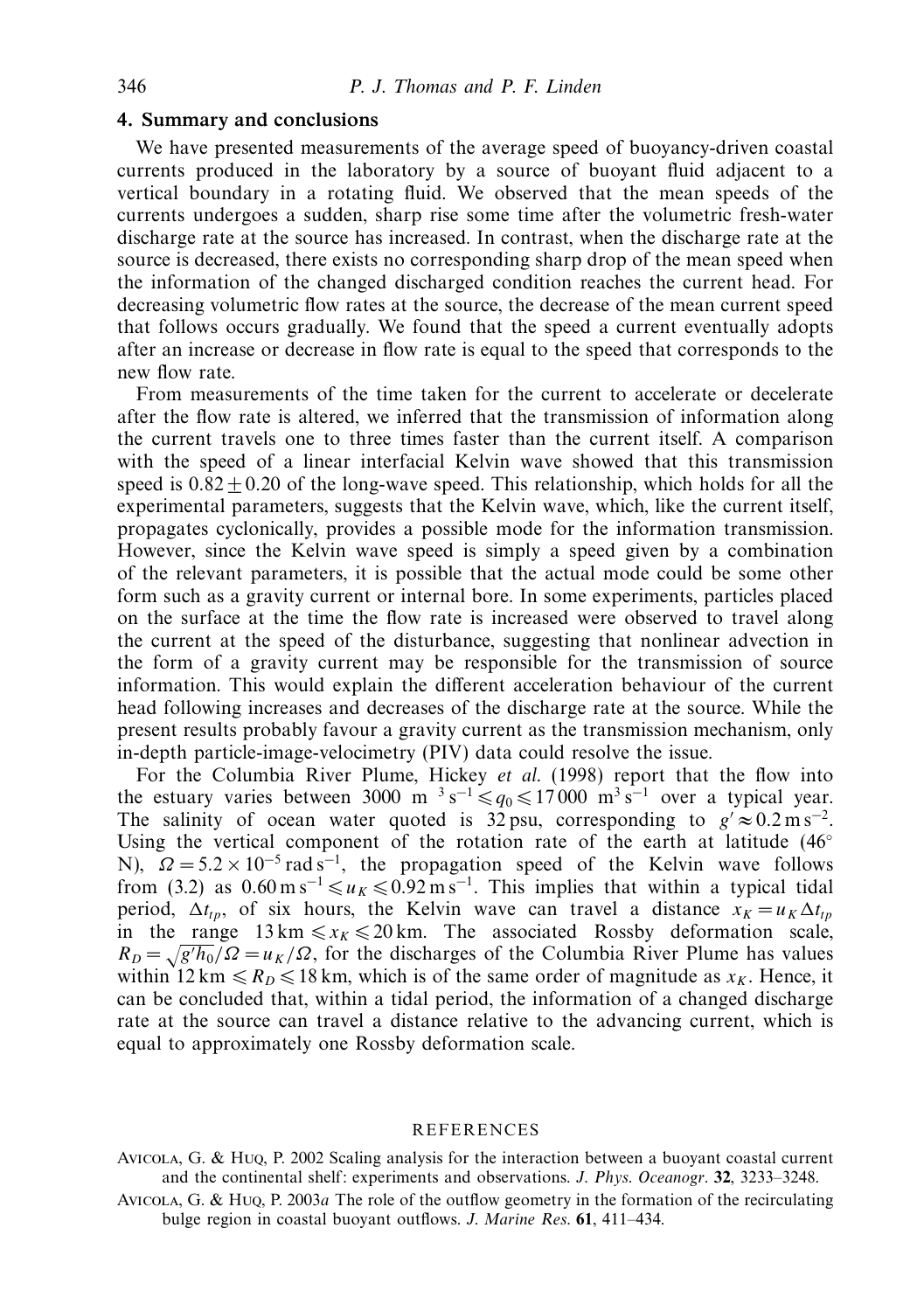## 4. Summary and conclusions

We have presented measurements of the average speed of buoyancy-driven coastal currents produced in the laboratory by a source of buoyant fluid adjacent to a vertical boundary in a rotating fluid. We observed that the mean speeds of the currents undergoes a sudden, sharp rise some time after the volumetric fresh-water discharge rate at the source has increased. In contrast, when the discharge rate at the source is decreased, there exists no corresponding sharp drop of the mean speed when the information of the changed discharged condition reaches the current head. For decreasing volumetric flow rates at the source, the decrease of the mean current speed that follows occurs gradually. We found that the speed a current eventually adopts after an increase or decrease in flow rate is equal to the speed that corresponds to the new flow rate.

From measurements of the time taken for the current to accelerate or decelerate after the flow rate is altered, we inferred that the transmission of information along the current travels one to three times faster than the current itself. A comparison with the speed of a linear interfacial Kelvin wave showed that this transmission speed is $0.82 \pm 0.20$ of the long-wave speed. This relationship, which holds for all the experimental parameters, suggests that the Kelvin wave, which, like the current itself, propagates cyclonically, provides a possible mode for the information transmission. However, since the Kelvin wave speed is simply a speed given by a combination of the relevant parameters, it is possible that the actual mode could be some other form such as a gravity current or internal bore. In some experiments, particles placed on the surface at the time the flow rate is increased were observed to travel along the current at the speed of the disturbance, suggesting that nonlinear advection in the form of a gravity current may be responsible for the transmission of source information. This would explain the different acceleration behaviour of the current head following increases and decreases of the discharge rate at the source. While the present results probably favour a gravity current as the transmission mechanism, only in-depth particle-image-velocimetry (PIV) data could resolve the issue.

For the Columbia River Plume, Hickey *et al.* (1998) report that the flow into the estuary varies between $3000\ \text{m}^3\,\text{s}^{-1} \leqslant q_0 \leqslant 17\,000\ \text{m}^3\,\text{s}^{-1}$ over a typical year. The salinity of ocean water quoted is 32 psu, corresponding to $g' \approx 0.2\,\text{m}\,\text{s}^{-2}$. Using the vertical component of the rotation rate of the earth at latitude (46° N), $\Omega = 5.2 \times 10^{-5}\,\text{rad}\,\text{s}^{-1}$, the propagation speed of the Kelvin wave follows from (3.2) as $0.60\,\text{m}\,\text{s}^{-1} \leqslant u_K \leqslant 0.92\,\text{m}\,\text{s}^{-1}$. This implies that within a typical tidal period, $\Delta t_{tp}$, of six hours, the Kelvin wave can travel a distance $x_K = u_K \Delta t_{tp}$ in the range $13\,\text{km} \leqslant x_K \leqslant 20\,\text{km}$. The associated Rossby deformation scale, $R_D = \sqrt{g'h_0}/\Omega = u_K/\Omega$, for the discharges of the Columbia River Plume has values within $12\,\text{km} \leqslant R_D \leqslant 18\,\text{km}$, which is of the same order of magnitude as $x_K$. Hence, it can be concluded that, within a tidal period, the information of a changed discharge rate at the source can travel a distance relative to the advancing current, which is equal to approximately one Rossby deformation scale.

## REFERENCES

Avicola, G. & Huq, P. 2002 Scaling analysis for the interaction between a buoyant coastal current and the continental shelf: experiments and observations. *J. Phys. Oceanogr.* **32**, 3233–3248.

Avicola, G. & Huq, P. 2003*a* The role of the outflow geometry in the formation of the recirculating bulge region in coastal buoyant outflows. *J. Marine Res.* **61**, 411–434.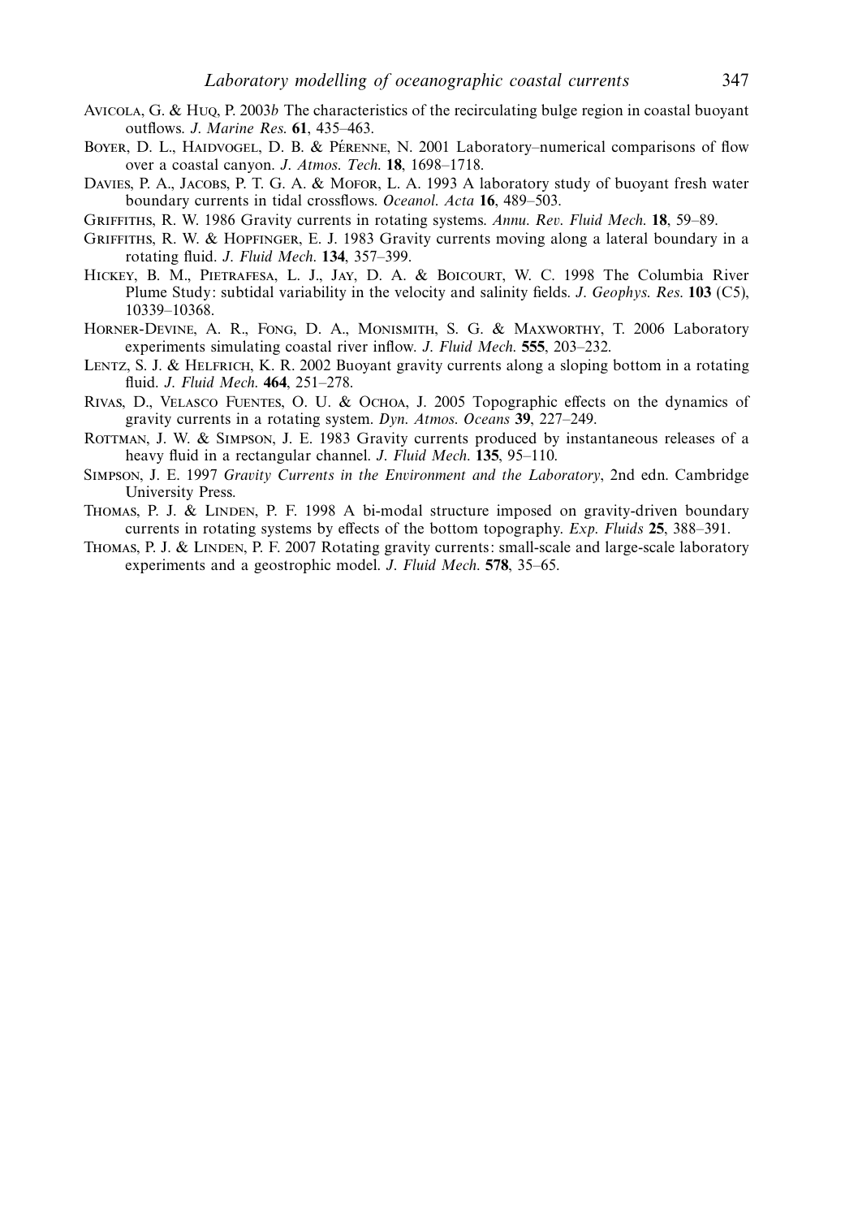Avicola, G. & Huq, P. 2003*b* The characteristics of the recirculating bulge region in coastal buoyant outflows. *J. Marine Res.* **61**, 435–463.

Boyer, D. L., Haidvogel, D. B. & Pérenne, N. 2001 Laboratory–numerical comparisons of flow over a coastal canyon. *J. Atmos. Tech.* **18**, 1698–1718.

Davies, P. A., Jacobs, P. T. G. A. & Mofor, L. A. 1993 A laboratory study of buoyant fresh water boundary currents in tidal crossflows. *Oceanol. Acta* **16**, 489–503.

Griffiths, R. W. 1986 Gravity currents in rotating systems. *Annu. Rev. Fluid Mech.* **18**, 59–89.

Griffiths, R. W. & Hopfinger, E. J. 1983 Gravity currents moving along a lateral boundary in a rotating fluid. *J. Fluid Mech.* **134**, 357–399.

Hickey, B. M., Pietrafesa, L. J., Jay, D. A. & Boicourt, W. C. 1998 The Columbia River Plume Study: subtidal variability in the velocity and salinity fields. *J. Geophys. Res.* **103** (C5), 10339–10368.

Horner-Devine, A. R., Fong, D. A., Monismith, S. G. & Maxworthy, T. 2006 Laboratory experiments simulating coastal river inflow. *J. Fluid Mech.* **555**, 203–232.

Lentz, S. J. & Helfrich, K. R. 2002 Buoyant gravity currents along a sloping bottom in a rotating fluid. *J. Fluid Mech.* **464**, 251–278.

Rivas, D., Velasco Fuentes, O. U. & Ochoa, J. 2005 Topographic effects on the dynamics of gravity currents in a rotating system. *Dyn. Atmos. Oceans* **39**, 227–249.

Rottman, J. W. & Simpson, J. E. 1983 Gravity currents produced by instantaneous releases of a heavy fluid in a rectangular channel. *J. Fluid Mech.* **135**, 95–110.

Simpson, J. E. 1997 *Gravity Currents in the Environment and the Laboratory*, 2nd edn. Cambridge University Press.

Thomas, P. J. & Linden, P. F. 1998 A bi-modal structure imposed on gravity-driven boundary currents in rotating systems by effects of the bottom topography. *Exp. Fluids* **25**, 388–391.

Thomas, P. J. & Linden, P. F. 2007 Rotating gravity currents: small-scale and large-scale laboratory experiments and a geostrophic model. *J. Fluid Mech.* **578**, 35–65.